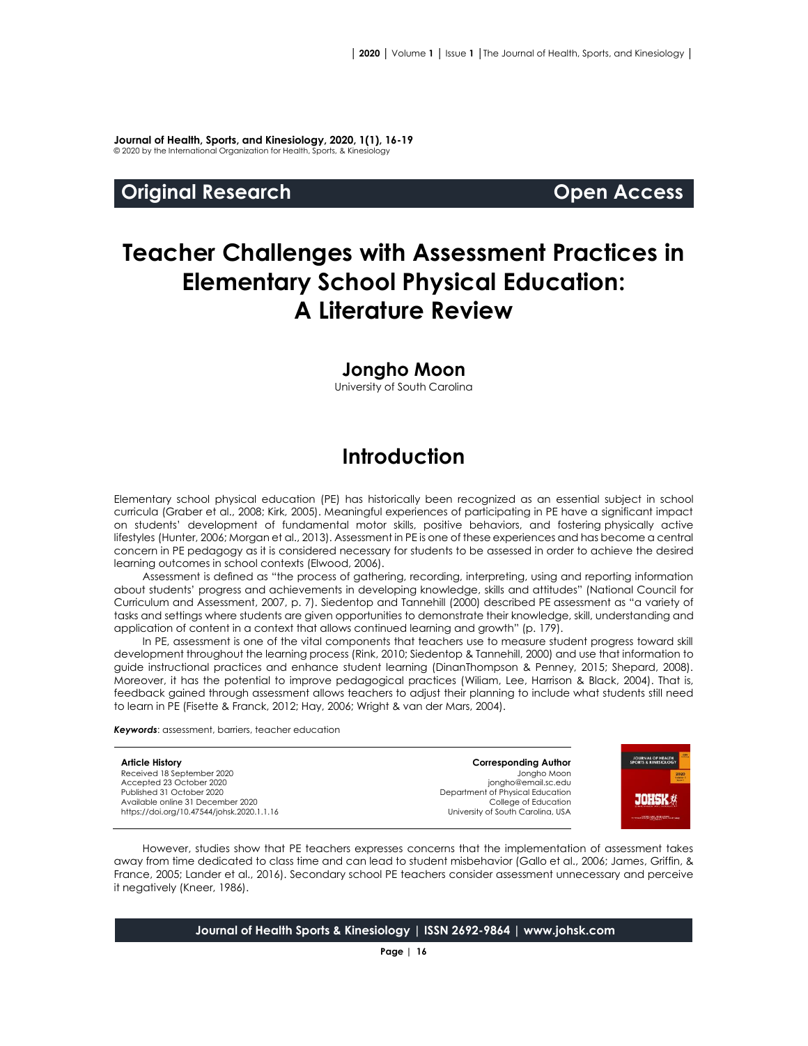**Journal of Health, Sports, and Kinesiology, 2020, 1(1), 16-19**
© 2020 by the International Organization for Health, Sports, & Kinesiology

**Original Research** **Open Access**

# Teacher Challenges with Assessment Practices in Elementary School Physical Education: A Literature Review

## Jongho Moon

University of South Carolina

## Introduction

Elementary school physical education (PE) has historically been recognized as an essential subject in school curricula (Graber et al., 2008; Kirk, 2005). Meaningful experiences of participating in PE have a significant impact on students' development of fundamental motor skills, positive behaviors, and fostering physically active lifestyles (Hunter, 2006; Morgan et al., 2013). Assessment in PE is one of these experiences and has become a central concern in PE pedagogy as it is considered necessary for students to be assessed in order to achieve the desired learning outcomes in school contexts (Elwood, 2006).

Assessment is defined as "the process of gathering, recording, interpreting, using and reporting information about students' progress and achievements in developing knowledge, skills and attitudes" (National Council for Curriculum and Assessment, 2007, p. 7). Siedentop and Tannehill (2000) described PE assessment as "a variety of tasks and settings where students are given opportunities to demonstrate their knowledge, skill, understanding and application of content in a context that allows continued learning and growth" (p. 179).

In PE, assessment is one of the vital components that teachers use to measure student progress toward skill development throughout the learning process (Rink, 2010; Siedentop & Tannehill, 2000) and use that information to guide instructional practices and enhance student learning (DinanThompson & Penney, 2015; Shepard, 2008). Moreover, it has the potential to improve pedagogical practices (Wiliam, Lee, Harrison & Black, 2004). That is, feedback gained through assessment allows teachers to adjust their planning to include what students still need to learn in PE (Fisette & Franck, 2012; Hay, 2006; Wright & van der Mars, 2004).

***Keywords***: assessment, barriers, teacher education

**Article History**
Received 18 September 2020
Accepted 23 October 2020
Published 31 October 2020
Available online 31 December 2020
https://doi.org/10.47544/johsk.2020.1.1.16

**Corresponding Author**
Jongho Moon
jongho@email.sc.edu
Department of Physical Education
College of Education
University of South Carolina, USA

However, studies show that PE teachers expresses concerns that the implementation of assessment takes away from time dedicated to class time and can lead to student misbehavior (Gallo et al., 2006; James, Griffin, & France, 2005; Lander et al., 2016). Secondary school PE teachers consider assessment unnecessary and perceive it negatively (Kneer, 1986).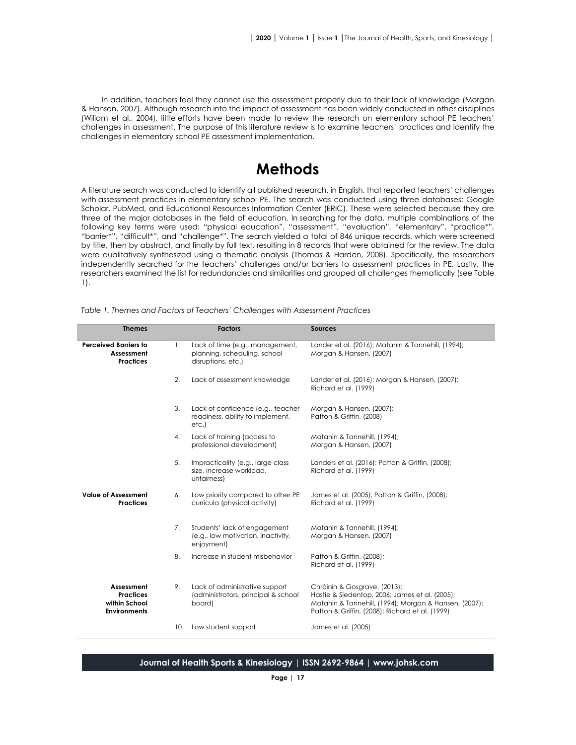In addition, teachers feel they cannot use the assessment properly due to their lack of knowledge (Morgan & Hansen, 2007). Although research into the impact of assessment has been widely conducted in other disciplines (Wiliam et al., 2004), little efforts have been made to review the research on elementary school PE teachers' challenges in assessment. The purpose of this literature review is to examine teachers' practices and identify the challenges in elementary school PE assessment implementation.

# Methods

A literature search was conducted to identify all published research, in English, that reported teachers' challenges with assessment practices in elementary school PE. The search was conducted using three databases: Google Scholar, PubMed, and Educational Resources Information Center (ERIC). These were selected because they are three of the major databases in the field of education. In searching for the data, multiple combinations of the following key terms were used: "physical education", "assessment", "evaluation", "elementary", "practice*", "barrier*", "difficult*", and "challenge*". The search yielded a total of 846 unique records, which were screened by title, then by abstract, and finally by full text, resulting in 8 records that were obtained for the review. The data were qualitatively synthesized using a thematic analysis (Thomas & Harden, 2008). Specifically, the researchers independently searched for the teachers' challenges and/or barriers to assessment practices in PE. Lastly, the researchers examined the list for redundancies and similarities and grouped all challenges thematically (see Table 1).

*Table 1. Themes and Factors of Teachers' Challenges with Assessment Practices*

| Themes | | Factors | Sources |
|---|---|---|---|
| **Perceived Barriers to Assessment Practices** | 1. | Lack of time (e.g., management, planning, scheduling, school disruptions, etc.) | Lander et al. (2016); Matanin & Tannehill, (1994); Morgan & Hansen, (2007) |
| | 2. | Lack of assessment knowledge | Lander et al. (2016); Morgan & Hansen, (2007); Richard et al. (1999) |
| | 3. | Lack of confidence (e.g., teacher readiness, ability to implement, etc.) | Morgan & Hansen, (2007); Patton & Griffin, (2008) |
| | 4. | Lack of training (access to professional development) | Matanin & Tannehill, (1994); Morgan & Hansen, (2007) |
| | 5. | Impracticality (e.g., large class size, increase workload, unfairness) | Landers et al. (2016); Patton & Griffin, (2008); Richard et al. (1999) |
| **Value of Assessment Practices** | 6. | Low priority compared to other PE curricula (physical activity) | James et al. (2005); Patton & Griffin, (2008); Richard et al. (1999) |
| | 7. | Students' lack of engagement (e.g., low motivation, inactivity, enjoyment) | Matanin & Tannehill, (1994); Morgan & Hansen, (2007) |
| | 8. | Increase in student misbehavior | Patton & Griffin, (2008); Richard et al. (1999) |
| **Assessment Practices within School Environments** | 9. | Lack of administrative support (administrators, principal & school board) | Chróinín & Gosgrave, (2013); Hastie & Siedentop, 2006; James et al. (2005); Matanin & Tannehill, (1994); Morgan & Hansen, (2007); Patton & Griffin, (2008); Richard et al. (1999) |
| | 10. | Low student support | James et al. (2005) |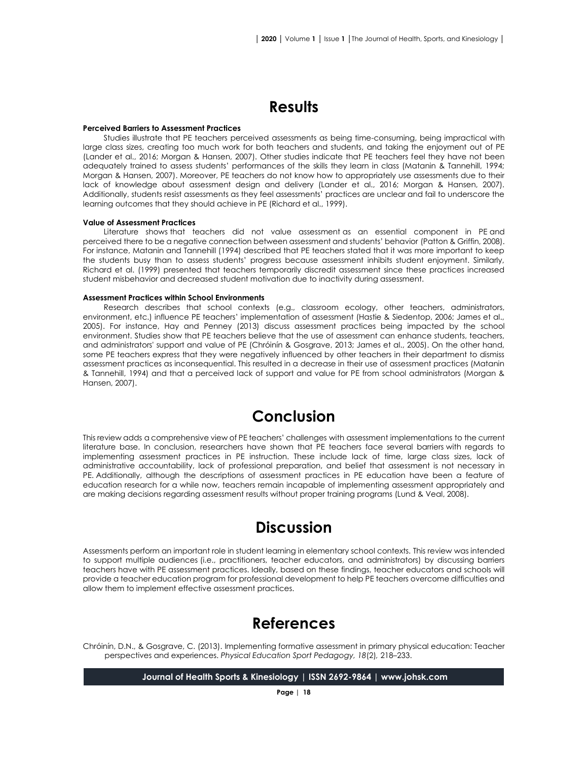# Results

### Perceived Barriers to Assessment Practices

Studies illustrate that PE teachers perceived assessments as being time-consuming, being impractical with large class sizes, creating too much work for both teachers and students, and taking the enjoyment out of PE (Lander et al., 2016; Morgan & Hansen, 2007). Other studies indicate that PE teachers feel they have not been adequately trained to assess students' performances of the skills they learn in class (Matanin & Tannehill, 1994; Morgan & Hansen, 2007). Moreover, PE teachers do not know how to appropriately use assessments due to their lack of knowledge about assessment design and delivery (Lander et al., 2016; Morgan & Hansen, 2007). Additionally, students resist assessments as they feel assessments' practices are unclear and fail to underscore the learning outcomes that they should achieve in PE (Richard et al., 1999).

### Value of Assessment Practices

Literature shows that teachers did not value assessment as an essential component in PE and perceived there to be a negative connection between assessment and students' behavior (Patton & Griffin, 2008). For instance, Matanin and Tannehill (1994) described that PE teachers stated that it was more important to keep the students busy than to assess students' progress because assessment inhibits student enjoyment. Similarly, Richard et al. (1999) presented that teachers temporarily discredit assessment since these practices increased student misbehavior and decreased student motivation due to inactivity during assessment.

### Assessment Practices within School Environments

Research describes that school contexts (e.g., classroom ecology, other teachers, administrators, environment, etc.) influence PE teachers' implementation of assessment (Hastie & Siedentop, 2006; James et al., 2005). For instance, Hay and Penney (2013) discuss assessment practices being impacted by the school environment. Studies show that PE teachers believe that the use of assessment can enhance students, teachers, and administrators' support and value of PE (Chróinín & Gosgrave, 2013; James et al., 2005). On the other hand, some PE teachers express that they were negatively influenced by other teachers in their department to dismiss assessment practices as inconsequential. This resulted in a decrease in their use of assessment practices (Matanin & Tannehill, 1994) and that a perceived lack of support and value for PE from school administrators (Morgan & Hansen, 2007).

# Conclusion

This review adds a comprehensive view of PE teachers' challenges with assessment implementations to the current literature base. In conclusion, researchers have shown that PE teachers face several barriers with regards to implementing assessment practices in PE instruction. These include lack of time, large class sizes, lack of administrative accountability, lack of professional preparation, and belief that assessment is not necessary in PE. Additionally, although the descriptions of assessment practices in PE education have been a feature of education research for a while now, teachers remain incapable of implementing assessment appropriately and are making decisions regarding assessment results without proper training programs (Lund & Veal, 2008).

# Discussion

Assessments perform an important role in student learning in elementary school contexts. This review was intended to support multiple audiences (i.e., practitioners, teacher educators, and administrators) by discussing barriers teachers have with PE assessment practices. Ideally, based on these findings, teacher educators and schools will provide a teacher education program for professional development to help PE teachers overcome difficulties and allow them to implement effective assessment practices.

# References

Chróinín, D.N., & Gosgrave, C. (2013). Implementing formative assessment in primary physical education: Teacher perspectives and experiences. *Physical Education Sport Pedagogy, 18*(2), 218–233.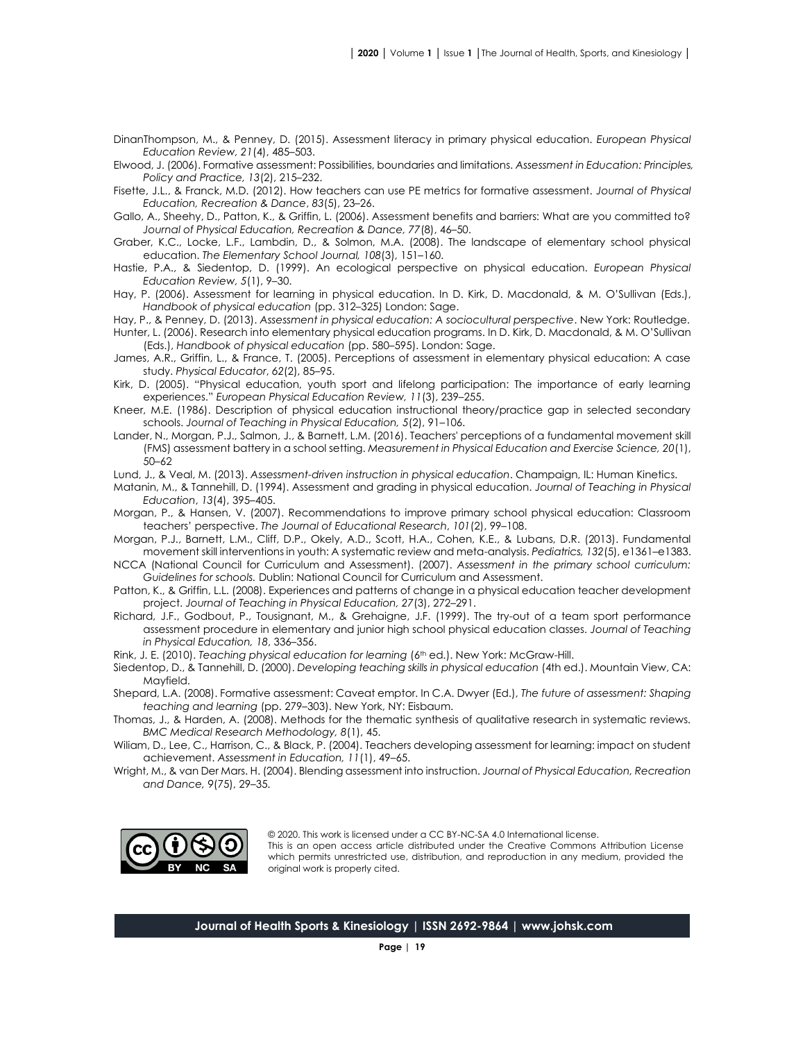DinanThompson, M., & Penney, D. (2015). Assessment literacy in primary physical education. *European Physical Education Review, 21*(4), 485–503.

Elwood, J. (2006). Formative assessment: Possibilities, boundaries and limitations. *Assessment in Education: Principles, Policy and Practice, 13*(2), 215–232.

Fisette, J.L., & Franck, M.D. (2012). How teachers can use PE metrics for formative assessment. *Journal of Physical Education, Recreation & Dance*, *83*(5), 23–26.

Gallo, A., Sheehy, D., Patton, K., & Griffin, L. (2006). Assessment benefits and barriers: What are you committed to? *Journal of Physical Education, Recreation & Dance, 77*(8), 46–50.

Graber, K.C., Locke, L.F., Lambdin, D., & Solmon, M.A. (2008). The landscape of elementary school physical education. *The Elementary School Journal, 108*(3), 151–160.

Hastie, P.A., & Siedentop, D. (1999). An ecological perspective on physical education. *European Physical Education Review, 5*(1), 9–30.

Hay, P. (2006). Assessment for learning in physical education. In D. Kirk, D. Macdonald, & M. O'Sullivan (Eds.), *Handbook of physical education* (pp. 312–325) London: Sage.

Hay, P., & Penney, D. (2013). *Assessment in physical education: A sociocultural perspective*. New York: Routledge.

Hunter, L. (2006). Research into elementary physical education programs. In D. Kirk, D. Macdonald, & M. O'Sullivan (Eds.), *Handbook of physical education* (pp. 580–595). London: Sage.

James, A.R., Griffin, L., & France, T. (2005). Perceptions of assessment in elementary physical education: A case study. *Physical Educator*, *62*(2), 85–95.

Kirk, D. (2005). "Physical education, youth sport and lifelong participation: The importance of early learning experiences." *European Physical Education Review, 11*(3), 239–255.

Kneer, M.E. (1986). Description of physical education instructional theory/practice gap in selected secondary schools. *Journal of Teaching in Physical Education, 5*(2), 91–106.

Lander, N., Morgan, P.J., Salmon, J., & Barnett, L.M. (2016). Teachers' perceptions of a fundamental movement skill (FMS) assessment battery in a school setting. *Measurement in Physical Education and Exercise Science, 20*(1), 50–62

Lund, J., & Veal, M. (2013). *Assessment-driven instruction in physical education*. Champaign, IL: Human Kinetics.

Matanin, M., & Tannehill, D. (1994). Assessment and grading in physical education. *Journal of Teaching in Physical Education*, *13*(4), 395–405.

Morgan, P., & Hansen, V. (2007). Recommendations to improve primary school physical education: Classroom teachers' perspective. *The Journal of Educational Research*, *101*(2), 99–108.

Morgan, P.J., Barnett, L.M., Cliff, D.P., Okely, A.D., Scott, H.A., Cohen, K.E., & Lubans, D.R. (2013). Fundamental movement skill interventions in youth: A systematic review and meta-analysis. *Pediatrics, 132*(5), e1361–e1383.

NCCA (National Council for Curriculum and Assessment). (2007). *Assessment in the primary school curriculum: Guidelines for schools.* Dublin: National Council for Curriculum and Assessment.

Patton, K., & Griffin, L.L. (2008). Experiences and patterns of change in a physical education teacher development project. *Journal of Teaching in Physical Education, 27*(3), 272–291.

Richard, J.F., Godbout, P., Tousignant, M., & Grehaigne, J.F. (1999). The try-out of a team sport performance assessment procedure in elementary and junior high school physical education classes. *Journal of Teaching in Physical Education, 18*, 336–356.

Rink, J. E. (2010). *Teaching physical education for learning* (6th ed.). New York: McGraw-Hill.

Siedentop, D., & Tannehill, D. (2000). *Developing teaching skills in physical education* (4th ed.). Mountain View, CA: Mayfield.

Shepard, L.A. (2008). Formative assessment: Caveat emptor. In C.A. Dwyer (Ed.), *The future of assessment: Shaping teaching and learning* (pp. 279–303). New York, NY: Eisbaum.

Thomas, J., & Harden, A. (2008). Methods for the thematic synthesis of qualitative research in systematic reviews. *BMC Medical Research Methodology, 8*(1), 45.

Wiliam, D., Lee, C., Harrison, C., & Black, P. (2004). Teachers developing assessment for learning: impact on student achievement. *Assessment in Education, 11*(1), 49–65.

Wright, M., & van Der Mars. H. (2004). Blending assessment into instruction. *Journal of Physical Education, Recreation and Dance, 9*(75), 29–35.

© 2020. This work is licensed under a CC BY-NC-SA 4.0 International license.
This is an open access article distributed under the Creative Commons Attribution License which permits unrestricted use, distribution, and reproduction in any medium, provided the original work is properly cited.